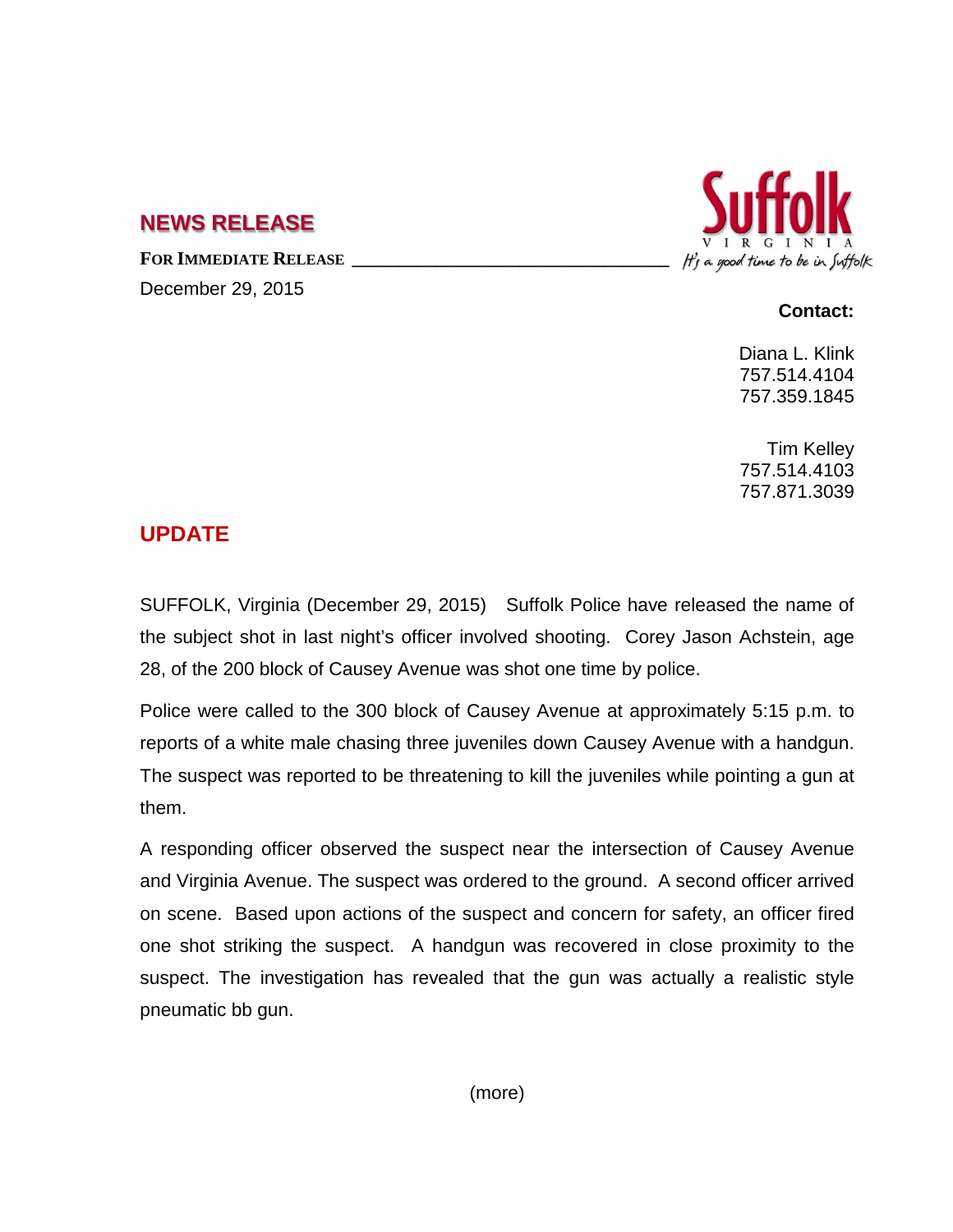## NEWS RELEASE

**FOR IMMEDIATE RELEASE**

December 29, 2015

Suffolk
VIRGINIA
*It's a good time to be in Suffolk*

**Contact:**

Diana L. Klink
757.514.4104
757.359.1845

Tim Kelley
757.514.4103
757.871.3039

## UPDATE

SUFFOLK, Virginia (December 29, 2015) Suffolk Police have released the name of the subject shot in last night's officer involved shooting. Corey Jason Achstein, age 28, of the 200 block of Causey Avenue was shot one time by police.

Police were called to the 300 block of Causey Avenue at approximately 5:15 p.m. to reports of a white male chasing three juveniles down Causey Avenue with a handgun. The suspect was reported to be threatening to kill the juveniles while pointing a gun at them.

A responding officer observed the suspect near the intersection of Causey Avenue and Virginia Avenue. The suspect was ordered to the ground. A second officer arrived on scene. Based upon actions of the suspect and concern for safety, an officer fired one shot striking the suspect. A handgun was recovered in close proximity to the suspect. The investigation has revealed that the gun was actually a realistic style pneumatic bb gun.

(more)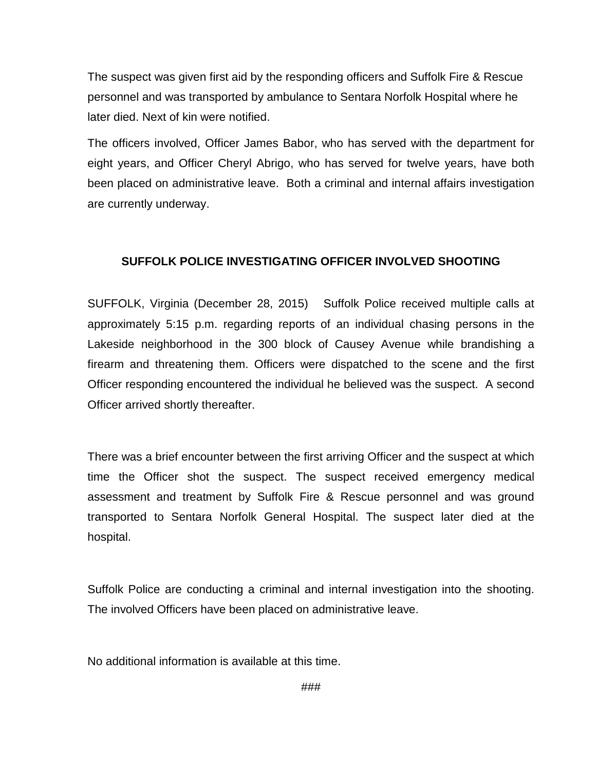The suspect was given first aid by the responding officers and Suffolk Fire & Rescue personnel and was transported by ambulance to Sentara Norfolk Hospital where he later died. Next of kin were notified.

The officers involved, Officer James Babor, who has served with the department for eight years, and Officer Cheryl Abrigo, who has served for twelve years, have both been placed on administrative leave. Both a criminal and internal affairs investigation are currently underway.

## SUFFOLK POLICE INVESTIGATING OFFICER INVOLVED SHOOTING

SUFFOLK, Virginia (December 28, 2015) Suffolk Police received multiple calls at approximately 5:15 p.m. regarding reports of an individual chasing persons in the Lakeside neighborhood in the 300 block of Causey Avenue while brandishing a firearm and threatening them. Officers were dispatched to the scene and the first Officer responding encountered the individual he believed was the suspect. A second Officer arrived shortly thereafter.

There was a brief encounter between the first arriving Officer and the suspect at which time the Officer shot the suspect. The suspect received emergency medical assessment and treatment by Suffolk Fire & Rescue personnel and was ground transported to Sentara Norfolk General Hospital. The suspect later died at the hospital.

Suffolk Police are conducting a criminal and internal investigation into the shooting. The involved Officers have been placed on administrative leave.

No additional information is available at this time.

###